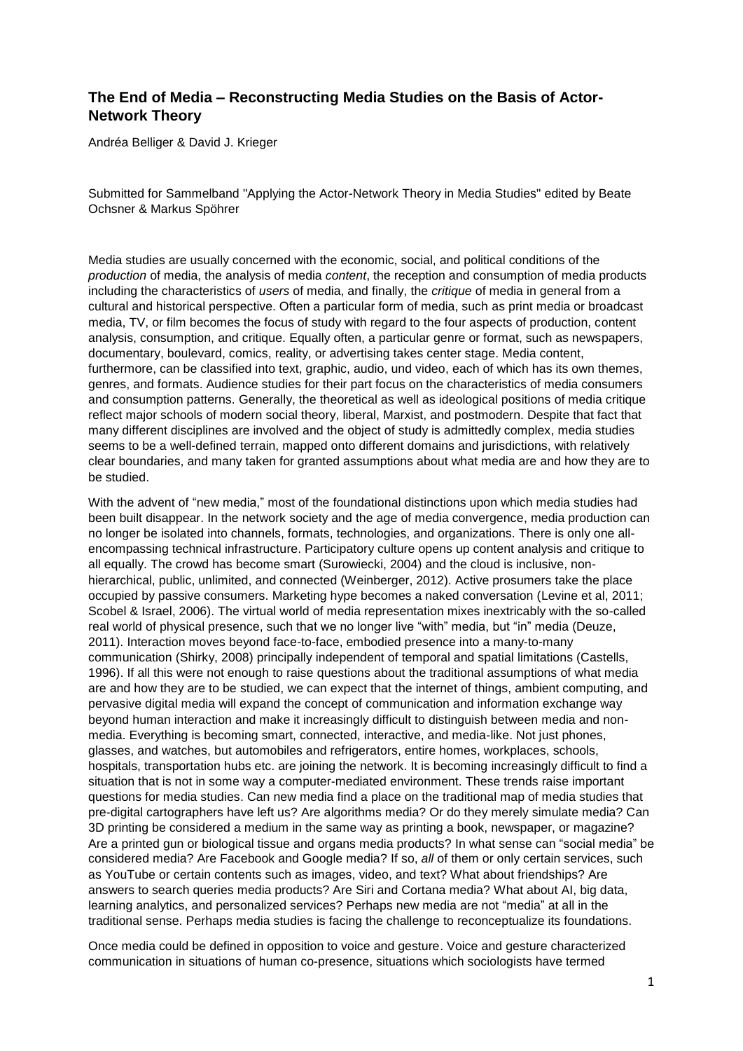## The End of Media – Reconstructing Media Studies on the Basis of Actor-Network Theory

Andréa Belliger & David J. Krieger

Submitted for Sammelband "Applying the Actor-Network Theory in Media Studies" edited by Beate Ochsner & Markus Spöhrer

Media studies are usually concerned with the economic, social, and political conditions of the *production* of media, the analysis of media *content*, the reception and consumption of media products including the characteristics of *users* of media, and finally, the *critique* of media in general from a cultural and historical perspective. Often a particular form of media, such as print media or broadcast media, TV, or film becomes the focus of study with regard to the four aspects of production, content analysis, consumption, and critique. Equally often, a particular genre or format, such as newspapers, documentary, boulevard, comics, reality, or advertising takes center stage. Media content, furthermore, can be classified into text, graphic, audio, und video, each of which has its own themes, genres, and formats. Audience studies for their part focus on the characteristics of media consumers and consumption patterns. Generally, the theoretical as well as ideological positions of media critique reflect major schools of modern social theory, liberal, Marxist, and postmodern. Despite that fact that many different disciplines are involved and the object of study is admittedly complex, media studies seems to be a well-defined terrain, mapped onto different domains and jurisdictions, with relatively clear boundaries, and many taken for granted assumptions about what media are and how they are to be studied.

With the advent of "new media," most of the foundational distinctions upon which media studies had been built disappear. In the network society and the age of media convergence, media production can no longer be isolated into channels, formats, technologies, and organizations. There is only one all-encompassing technical infrastructure. Participatory culture opens up content analysis and critique to all equally. The crowd has become smart (Surowiecki, 2004) and the cloud is inclusive, non-hierarchical, public, unlimited, and connected (Weinberger, 2012). Active prosumers take the place occupied by passive consumers. Marketing hype becomes a naked conversation (Levine et al, 2011; Scobel & Israel, 2006). The virtual world of media representation mixes inextricably with the so-called real world of physical presence, such that we no longer live "with" media, but "in" media (Deuze, 2011). Interaction moves beyond face-to-face, embodied presence into a many-to-many communication (Shirky, 2008) principally independent of temporal and spatial limitations (Castells, 1996). If all this were not enough to raise questions about the traditional assumptions of what media are and how they are to be studied, we can expect that the internet of things, ambient computing, and pervasive digital media will expand the concept of communication and information exchange way beyond human interaction and make it increasingly difficult to distinguish between media and non-media. Everything is becoming smart, connected, interactive, and media-like. Not just phones, glasses, and watches, but automobiles and refrigerators, entire homes, workplaces, schools, hospitals, transportation hubs etc. are joining the network. It is becoming increasingly difficult to find a situation that is not in some way a computer-mediated environment. These trends raise important questions for media studies. Can new media find a place on the traditional map of media studies that pre-digital cartographers have left us? Are algorithms media? Or do they merely simulate media? Can 3D printing be considered a medium in the same way as printing a book, newspaper, or magazine? Are a printed gun or biological tissue and organs media products? In what sense can "social media" be considered media? Are Facebook and Google media? If so, *all* of them or only certain services, such as YouTube or certain contents such as images, video, and text? What about friendships? Are answers to search queries media products? Are Siri and Cortana media? What about AI, big data, learning analytics, and personalized services? Perhaps new media are not "media" at all in the traditional sense. Perhaps media studies is facing the challenge to reconceptualize its foundations.

Once media could be defined in opposition to voice and gesture. Voice and gesture characterized communication in situations of human co-presence, situations which sociologists have termed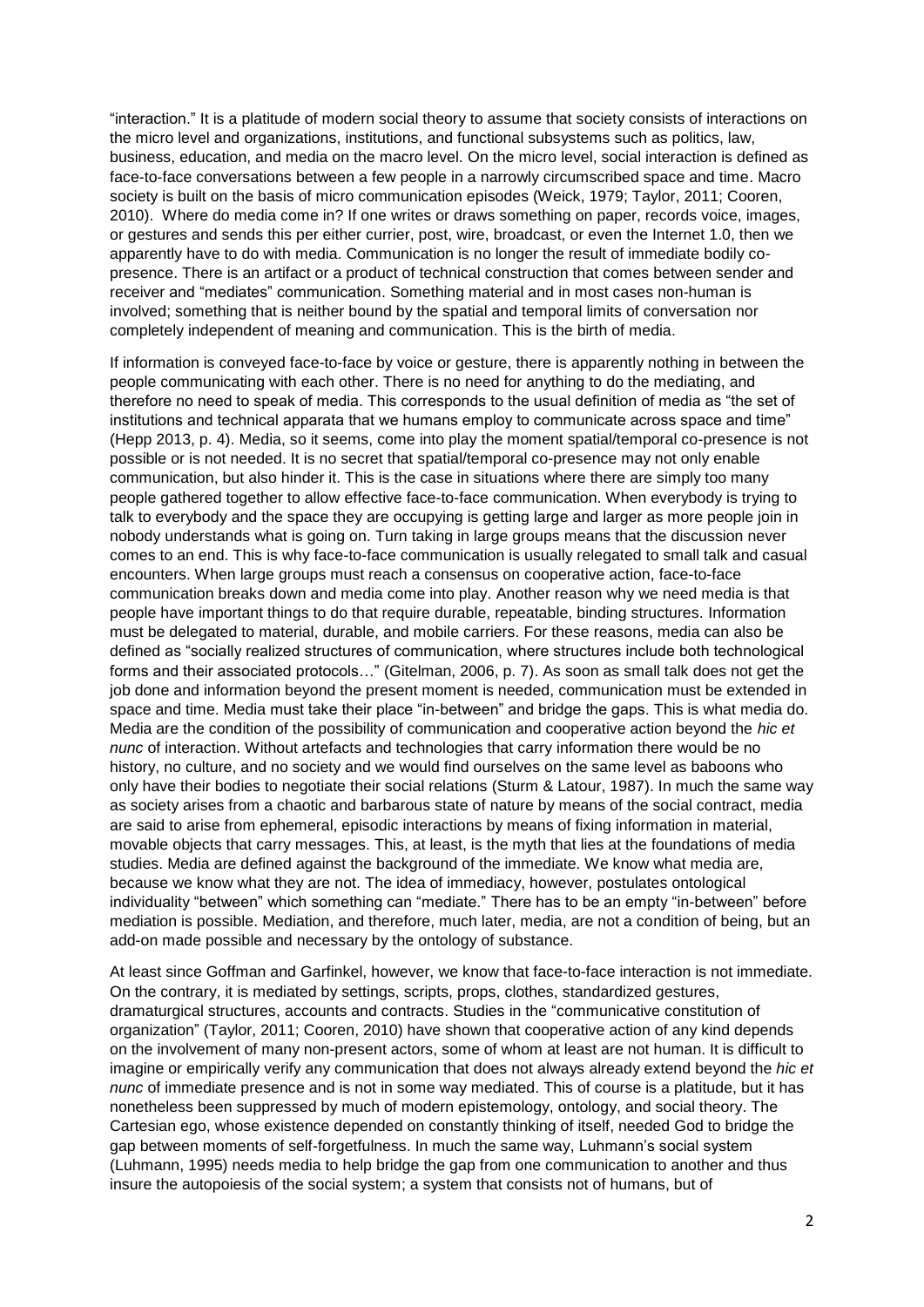"interaction." It is a platitude of modern social theory to assume that society consists of interactions on the micro level and organizations, institutions, and functional subsystems such as politics, law, business, education, and media on the macro level. On the micro level, social interaction is defined as face-to-face conversations between a few people in a narrowly circumscribed space and time. Macro society is built on the basis of micro communication episodes (Weick, 1979; Taylor, 2011; Cooren, 2010). Where do media come in? If one writes or draws something on paper, records voice, images, or gestures and sends this per either currier, post, wire, broadcast, or even the Internet 1.0, then we apparently have to do with media. Communication is no longer the result of immediate bodily co-presence. There is an artifact or a product of technical construction that comes between sender and receiver and "mediates" communication. Something material and in most cases non-human is involved; something that is neither bound by the spatial and temporal limits of conversation nor completely independent of meaning and communication. This is the birth of media.

If information is conveyed face-to-face by voice or gesture, there is apparently nothing in between the people communicating with each other. There is no need for anything to do the mediating, and therefore no need to speak of media. This corresponds to the usual definition of media as "the set of institutions and technical apparata that we humans employ to communicate across space and time" (Hepp 2013, p. 4). Media, so it seems, come into play the moment spatial/temporal co-presence is not possible or is not needed. It is no secret that spatial/temporal co-presence may not only enable communication, but also hinder it. This is the case in situations where there are simply too many people gathered together to allow effective face-to-face communication. When everybody is trying to talk to everybody and the space they are occupying is getting large and larger as more people join in nobody understands what is going on. Turn taking in large groups means that the discussion never comes to an end. This is why face-to-face communication is usually relegated to small talk and casual encounters. When large groups must reach a consensus on cooperative action, face-to-face communication breaks down and media come into play. Another reason why we need media is that people have important things to do that require durable, repeatable, binding structures. Information must be delegated to material, durable, and mobile carriers. For these reasons, media can also be defined as "socially realized structures of communication, where structures include both technological forms and their associated protocols…" (Gitelman, 2006, p. 7). As soon as small talk does not get the job done and information beyond the present moment is needed, communication must be extended in space and time. Media must take their place "in-between" and bridge the gaps. This is what media do. Media are the condition of the possibility of communication and cooperative action beyond the *hic et nunc* of interaction. Without artefacts and technologies that carry information there would be no history, no culture, and no society and we would find ourselves on the same level as baboons who only have their bodies to negotiate their social relations (Sturm & Latour, 1987). In much the same way as society arises from a chaotic and barbarous state of nature by means of the social contract, media are said to arise from ephemeral, episodic interactions by means of fixing information in material, movable objects that carry messages. This, at least, is the myth that lies at the foundations of media studies. Media are defined against the background of the immediate. We know what media are, because we know what they are not. The idea of immediacy, however, postulates ontological individuality "between" which something can "mediate." There has to be an empty "in-between" before mediation is possible. Mediation, and therefore, much later, media, are not a condition of being, but an add-on made possible and necessary by the ontology of substance.

At least since Goffman and Garfinkel, however, we know that face-to-face interaction is not immediate. On the contrary, it is mediated by settings, scripts, props, clothes, standardized gestures, dramaturgical structures, accounts and contracts. Studies in the "communicative constitution of organization" (Taylor, 2011; Cooren, 2010) have shown that cooperative action of any kind depends on the involvement of many non-present actors, some of whom at least are not human. It is difficult to imagine or empirically verify any communication that does not always already extend beyond the *hic et nunc* of immediate presence and is not in some way mediated. This of course is a platitude, but it has nonetheless been suppressed by much of modern epistemology, ontology, and social theory. The Cartesian ego, whose existence depended on constantly thinking of itself, needed God to bridge the gap between moments of self-forgetfulness. In much the same way, Luhmann's social system (Luhmann, 1995) needs media to help bridge the gap from one communication to another and thus insure the autopoiesis of the social system; a system that consists not of humans, but of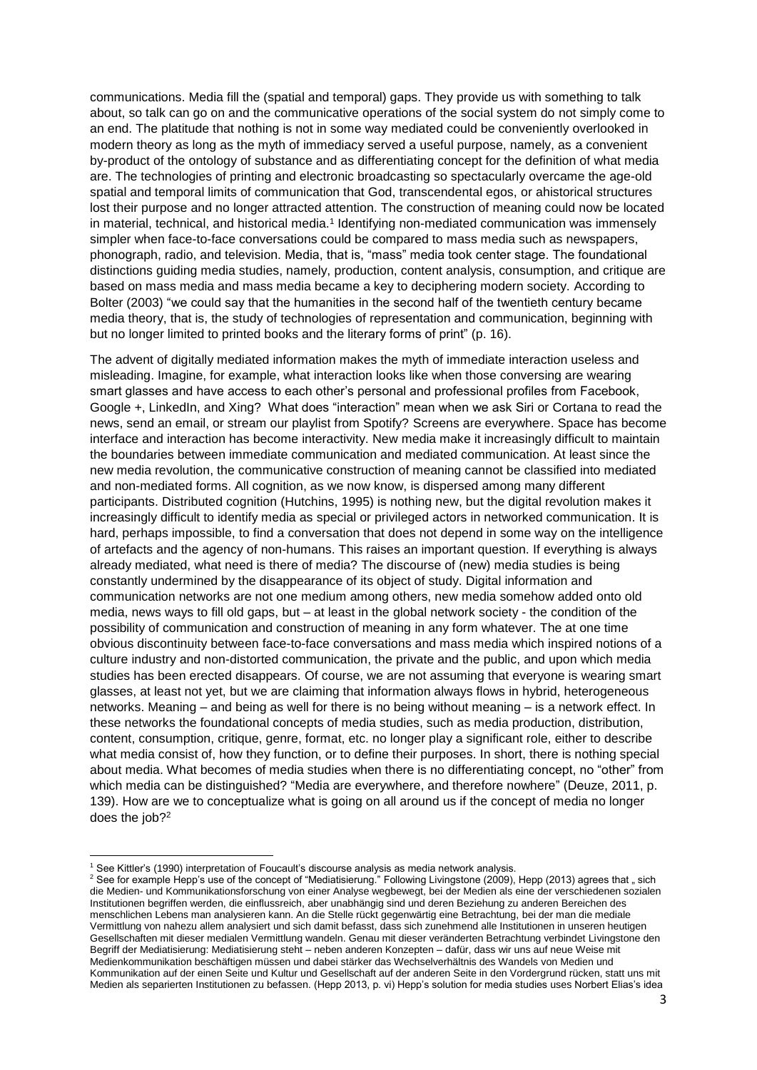communications. Media fill the (spatial and temporal) gaps. They provide us with something to talk about, so talk can go on and the communicative operations of the social system do not simply come to an end. The platitude that nothing is not in some way mediated could be conveniently overlooked in modern theory as long as the myth of immediacy served a useful purpose, namely, as a convenient by-product of the ontology of substance and as differentiating concept for the definition of what media are. The technologies of printing and electronic broadcasting so spectacularly overcame the age-old spatial and temporal limits of communication that God, transcendental egos, or ahistorical structures lost their purpose and no longer attracted attention. The construction of meaning could now be located in material, technical, and historical media.[1] Identifying non-mediated communication was immensely simpler when face-to-face conversations could be compared to mass media such as newspapers, phonograph, radio, and television. Media, that is, "mass" media took center stage. The foundational distinctions guiding media studies, namely, production, content analysis, consumption, and critique are based on mass media and mass media became a key to deciphering modern society. According to Bolter (2003) "we could say that the humanities in the second half of the twentieth century became media theory, that is, the study of technologies of representation and communication, beginning with but no longer limited to printed books and the literary forms of print" (p. 16).

The advent of digitally mediated information makes the myth of immediate interaction useless and misleading. Imagine, for example, what interaction looks like when those conversing are wearing smart glasses and have access to each other's personal and professional profiles from Facebook, Google +, LinkedIn, and Xing? What does "interaction" mean when we ask Siri or Cortana to read the news, send an email, or stream our playlist from Spotify? Screens are everywhere. Space has become interface and interaction has become interactivity. New media make it increasingly difficult to maintain the boundaries between immediate communication and mediated communication. At least since the new media revolution, the communicative construction of meaning cannot be classified into mediated and non-mediated forms. All cognition, as we now know, is dispersed among many different participants. Distributed cognition (Hutchins, 1995) is nothing new, but the digital revolution makes it increasingly difficult to identify media as special or privileged actors in networked communication. It is hard, perhaps impossible, to find a conversation that does not depend in some way on the intelligence of artefacts and the agency of non-humans. This raises an important question. If everything is always already mediated, what need is there of media? The discourse of (new) media studies is being constantly undermined by the disappearance of its object of study. Digital information and communication networks are not one medium among others, new media somehow added onto old media, news ways to fill old gaps, but – at least in the global network society - the condition of the possibility of communication and construction of meaning in any form whatever. The at one time obvious discontinuity between face-to-face conversations and mass media which inspired notions of a culture industry and non-distorted communication, the private and the public, and upon which media studies has been erected disappears. Of course, we are not assuming that everyone is wearing smart glasses, at least not yet, but we are claiming that information always flows in hybrid, heterogeneous networks. Meaning – and being as well for there is no being without meaning – is a network effect. In these networks the foundational concepts of media studies, such as media production, distribution, content, consumption, critique, genre, format, etc. no longer play a significant role, either to describe what media consist of, how they function, or to define their purposes. In short, there is nothing special about media. What becomes of media studies when there is no differentiating concept, no "other" from which media can be distinguished? "Media are everywhere, and therefore nowhere" (Deuze, 2011, p. 139). How are we to conceptualize what is going on all around us if the concept of media no longer does the job?[2]

---

[1] See Kittler's (1990) interpretation of Foucault's discourse analysis as media network analysis.

[2] See for example Hepp's use of the concept of "Mediatisierung." Following Livingstone (2009), Hepp (2013) agrees that „ sich die Medien- und Kommunikationsforschung von einer Analyse wegbewegt, bei der Medien als eine der verschiedenen sozialen Institutionen begriffen werden, die einflussreich, aber unabhängig sind und deren Beziehung zu anderen Bereichen des menschlichen Lebens man analysieren kann. An die Stelle rückt gegenwärtig eine Betrachtung, bei der man die mediale Vermittlung von nahezu allem analysiert und sich damit befasst, dass sich zunehmend alle Institutionen in unseren heutigen Gesellschaften mit dieser medialen Vermittlung wandeln. Genau mit dieser veränderten Betrachtung verbindet Livingstone den Begriff der Mediatisierung: Mediatisierung steht – neben anderen Konzepten – dafür, dass wir uns auf neue Weise mit Medienkommunikation beschäftigen müssen und dabei stärker das Wechselverhältnis des Wandels von Medien und Kommunikation auf der einen Seite und Kultur und Gesellschaft auf der anderen Seite in den Vordergrund rücken, statt uns mit Medien als separierten Institutionen zu befassen. (Hepp 2013, p. vi) Hepp's solution for media studies uses Norbert Elias's idea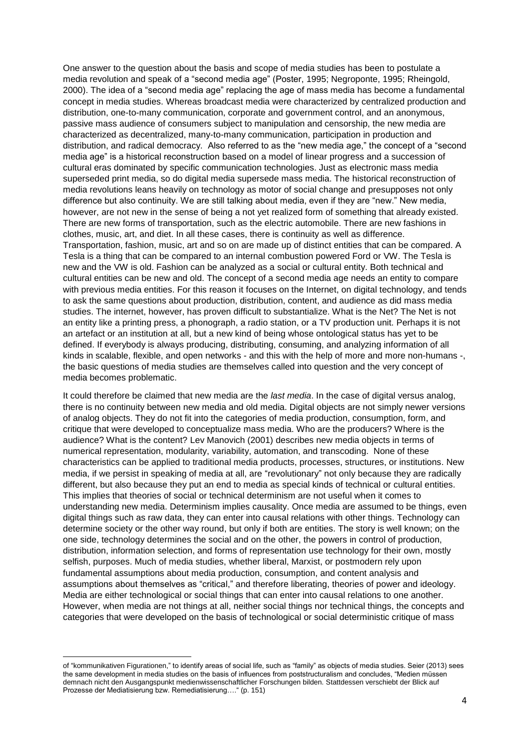One answer to the question about the basis and scope of media studies has been to postulate a media revolution and speak of a "second media age" (Poster, 1995; Negroponte, 1995; Rheingold, 2000). The idea of a "second media age" replacing the age of mass media has become a fundamental concept in media studies. Whereas broadcast media were characterized by centralized production and distribution, one-to-many communication, corporate and government control, and an anonymous, passive mass audience of consumers subject to manipulation and censorship, the new media are characterized as decentralized, many-to-many communication, participation in production and distribution, and radical democracy. Also referred to as the "new media age," the concept of a "second media age" is a historical reconstruction based on a model of linear progress and a succession of cultural eras dominated by specific communication technologies. Just as electronic mass media superseded print media, so do digital media supersede mass media. The historical reconstruction of media revolutions leans heavily on technology as motor of social change and presupposes not only difference but also continuity. We are still talking about media, even if they are "new." New media, however, are not new in the sense of being a not yet realized form of something that already existed. There are new forms of transportation, such as the electric automobile. There are new fashions in clothes, music, art, and diet. In all these cases, there is continuity as well as difference. Transportation, fashion, music, art and so on are made up of distinct entities that can be compared. A Tesla is a thing that can be compared to an internal combustion powered Ford or VW. The Tesla is new and the VW is old. Fashion can be analyzed as a social or cultural entity. Both technical and cultural entities can be new and old. The concept of a second media age needs an entity to compare with previous media entities. For this reason it focuses on the Internet, on digital technology, and tends to ask the same questions about production, distribution, content, and audience as did mass media studies. The internet, however, has proven difficult to substantialize. What is the Net? The Net is not an entity like a printing press, a phonograph, a radio station, or a TV production unit. Perhaps it is not an artefact or an institution at all, but a new kind of being whose ontological status has yet to be defined. If everybody is always producing, distributing, consuming, and analyzing information of all kinds in scalable, flexible, and open networks - and this with the help of more and more non-humans -, the basic questions of media studies are themselves called into question and the very concept of media becomes problematic.

It could therefore be claimed that new media are the *last media*. In the case of digital versus analog, there is no continuity between new media and old media. Digital objects are not simply newer versions of analog objects. They do not fit into the categories of media production, consumption, form, and critique that were developed to conceptualize mass media. Who are the producers? Where is the audience? What is the content? Lev Manovich (2001) describes new media objects in terms of numerical representation, modularity, variability, automation, and transcoding. None of these characteristics can be applied to traditional media products, processes, structures, or institutions. New media, if we persist in speaking of media at all, are "revolutionary" not only because they are radically different, but also because they put an end to media as special kinds of technical or cultural entities. This implies that theories of social or technical determinism are not useful when it comes to understanding new media. Determinism implies causality. Once media are assumed to be things, even digital things such as raw data, they can enter into causal relations with other things. Technology can determine society or the other way round, but only if both are entities. The story is well known; on the one side, technology determines the social and on the other, the powers in control of production, distribution, information selection, and forms of representation use technology for their own, mostly selfish, purposes. Much of media studies, whether liberal, Marxist, or postmodern rely upon fundamental assumptions about media production, consumption, and content analysis and assumptions about themselves as "critical," and therefore liberating, theories of power and ideology. Media are either technological or social things that can enter into causal relations to one another. However, when media are not things at all, neither social things nor technical things, the concepts and categories that were developed on the basis of technological or social deterministic critique of mass

---

of "kommunikativen Figurationen," to identify areas of social life, such as "family" as objects of media studies. Seier (2013) sees the same development in media studies on the basis of influences from poststructuralism and concludes, "Medien müssen demnach nicht den Ausgangspunkt medienwissenschaftlicher Forschungen bilden. Stattdessen verschiebt der Blick auf Prozesse der Mediatisierung bzw. Remediatisierung…." (p. 151)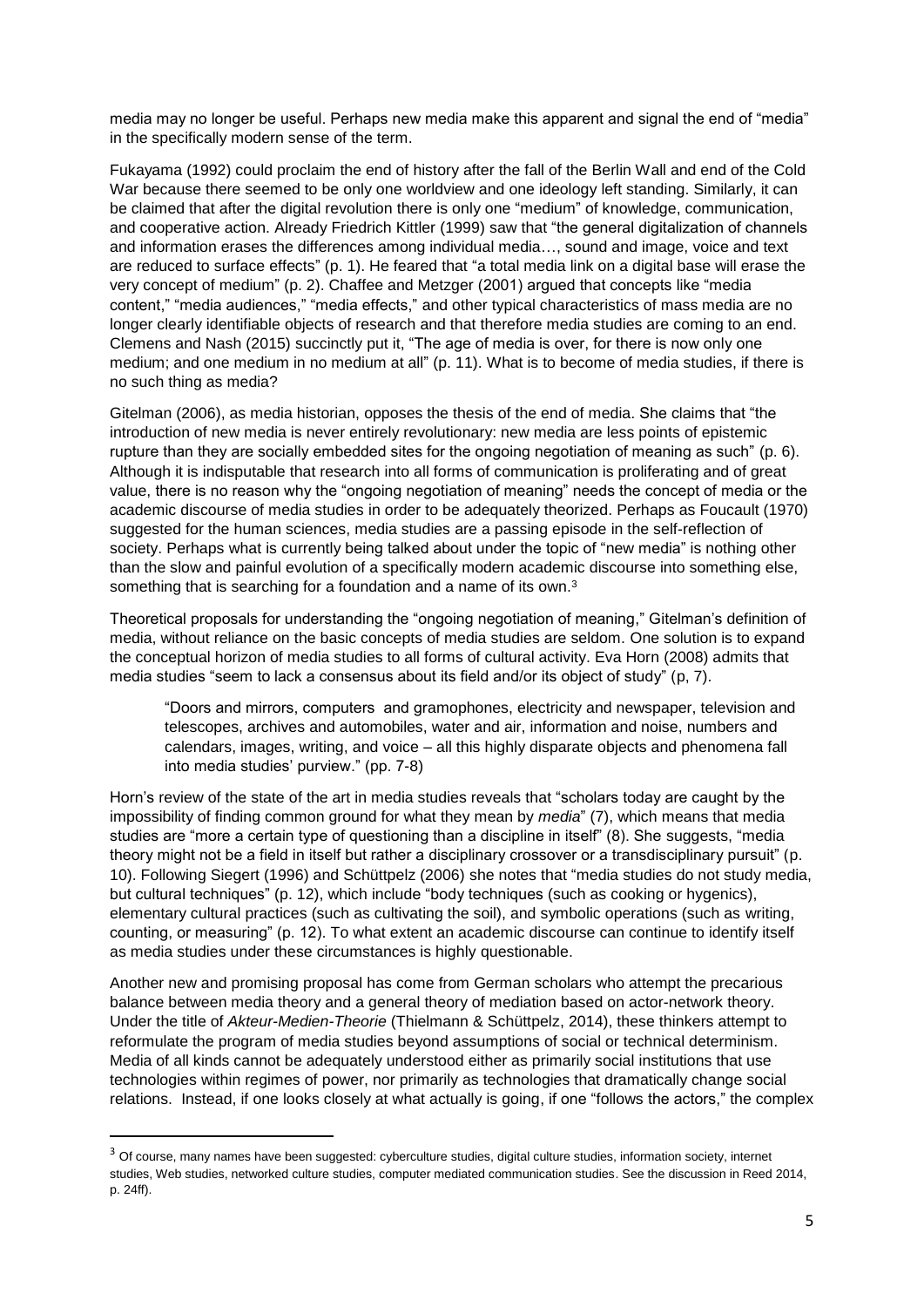media may no longer be useful. Perhaps new media make this apparent and signal the end of "media" in the specifically modern sense of the term.

Fukayama (1992) could proclaim the end of history after the fall of the Berlin Wall and end of the Cold War because there seemed to be only one worldview and one ideology left standing. Similarly, it can be claimed that after the digital revolution there is only one "medium" of knowledge, communication, and cooperative action. Already Friedrich Kittler (1999) saw that "the general digitalization of channels and information erases the differences among individual media…, sound and image, voice and text are reduced to surface effects" (p. 1). He feared that "a total media link on a digital base will erase the very concept of medium" (p. 2). Chaffee and Metzger (2001) argued that concepts like "media content," "media audiences," "media effects," and other typical characteristics of mass media are no longer clearly identifiable objects of research and that therefore media studies are coming to an end. Clemens and Nash (2015) succinctly put it, "The age of media is over, for there is now only one medium; and one medium in no medium at all" (p. 11). What is to become of media studies, if there is no such thing as media?

Gitelman (2006), as media historian, opposes the thesis of the end of media. She claims that "the introduction of new media is never entirely revolutionary: new media are less points of epistemic rupture than they are socially embedded sites for the ongoing negotiation of meaning as such" (p. 6). Although it is indisputable that research into all forms of communication is proliferating and of great value, there is no reason why the "ongoing negotiation of meaning" needs the concept of media or the academic discourse of media studies in order to be adequately theorized. Perhaps as Foucault (1970) suggested for the human sciences, media studies are a passing episode in the self-reflection of society. Perhaps what is currently being talked about under the topic of "new media" is nothing other than the slow and painful evolution of a specifically modern academic discourse into something else, something that is searching for a foundation and a name of its own.[3]

Theoretical proposals for understanding the "ongoing negotiation of meaning," Gitelman's definition of media, without reliance on the basic concepts of media studies are seldom. One solution is to expand the conceptual horizon of media studies to all forms of cultural activity. Eva Horn (2008) admits that media studies "seem to lack a consensus about its field and/or its object of study" (p, 7).

> "Doors and mirrors, computers and gramophones, electricity and newspaper, television and telescopes, archives and automobiles, water and air, information and noise, numbers and calendars, images, writing, and voice – all this highly disparate objects and phenomena fall into media studies' purview." (pp. 7-8)

Horn's review of the state of the art in media studies reveals that "scholars today are caught by the impossibility of finding common ground for what they mean by *media*" (7), which means that media studies are "more a certain type of questioning than a discipline in itself" (8). She suggests, "media theory might not be a field in itself but rather a disciplinary crossover or a transdisciplinary pursuit" (p. 10). Following Siegert (1996) and Schüttpelz (2006) she notes that "media studies do not study media, but cultural techniques" (p. 12), which include "body techniques (such as cooking or hygenics), elementary cultural practices (such as cultivating the soil), and symbolic operations (such as writing, counting, or measuring" (p. 12). To what extent an academic discourse can continue to identify itself as media studies under these circumstances is highly questionable.

Another new and promising proposal has come from German scholars who attempt the precarious balance between media theory and a general theory of mediation based on actor-network theory. Under the title of *Akteur-Medien-Theorie* (Thielmann & Schüttpelz, 2014), these thinkers attempt to reformulate the program of media studies beyond assumptions of social or technical determinism. Media of all kinds cannot be adequately understood either as primarily social institutions that use technologies within regimes of power, nor primarily as technologies that dramatically change social relations. Instead, if one looks closely at what actually is going, if one "follows the actors," the complex

---

[3] Of course, many names have been suggested: cyberculture studies, digital culture studies, information society, internet studies, Web studies, networked culture studies, computer mediated communication studies. See the discussion in Reed 2014, p. 24ff).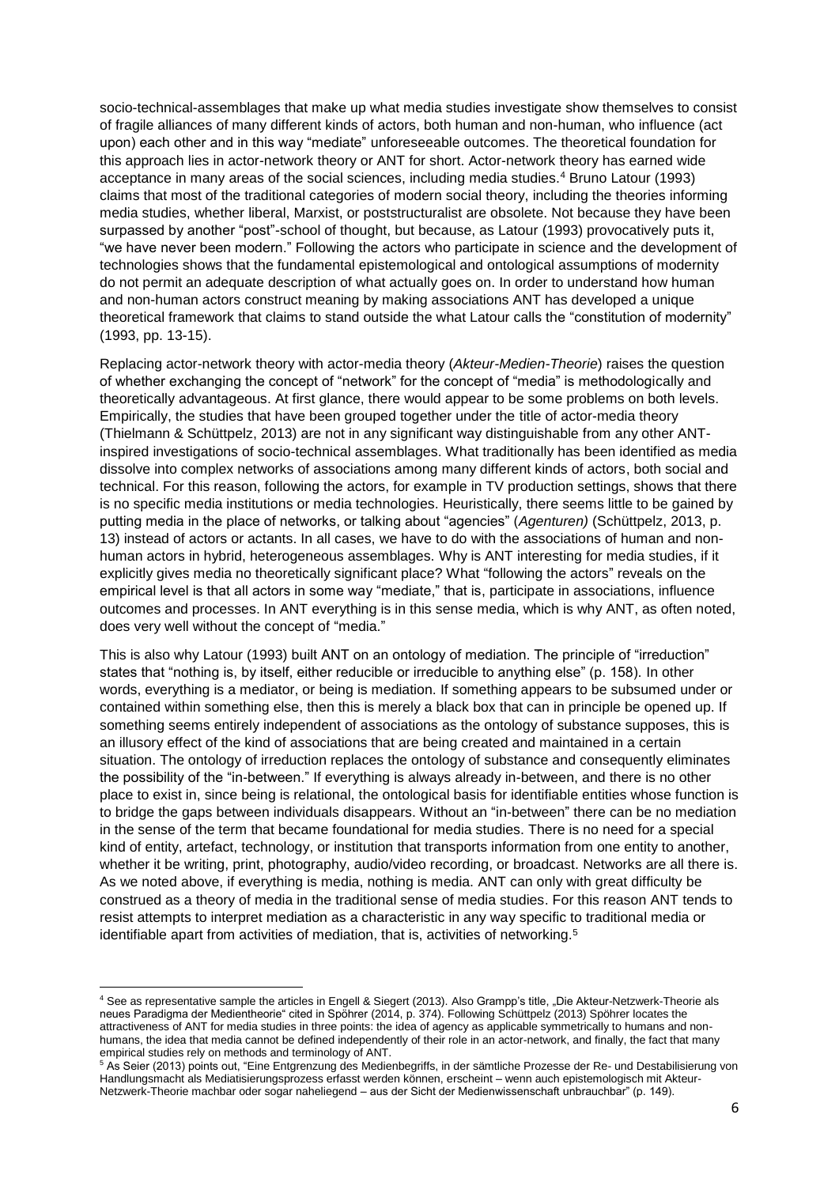socio-technical-assemblages that make up what media studies investigate show themselves to consist of fragile alliances of many different kinds of actors, both human and non-human, who influence (act upon) each other and in this way "mediate" unforeseeable outcomes. The theoretical foundation for this approach lies in actor-network theory or ANT for short. Actor-network theory has earned wide acceptance in many areas of the social sciences, including media studies.[4] Bruno Latour (1993) claims that most of the traditional categories of modern social theory, including the theories informing media studies, whether liberal, Marxist, or poststructuralist are obsolete. Not because they have been surpassed by another "post"-school of thought, but because, as Latour (1993) provocatively puts it, "we have never been modern." Following the actors who participate in science and the development of technologies shows that the fundamental epistemological and ontological assumptions of modernity do not permit an adequate description of what actually goes on. In order to understand how human and non-human actors construct meaning by making associations ANT has developed a unique theoretical framework that claims to stand outside the what Latour calls the "constitution of modernity" (1993, pp. 13-15).

Replacing actor-network theory with actor-media theory (*Akteur-Medien-Theorie*) raises the question of whether exchanging the concept of "network" for the concept of "media" is methodologically and theoretically advantageous. At first glance, there would appear to be some problems on both levels. Empirically, the studies that have been grouped together under the title of actor-media theory (Thielmann & Schüttpelz, 2013) are not in any significant way distinguishable from any other ANT-inspired investigations of socio-technical assemblages. What traditionally has been identified as media dissolve into complex networks of associations among many different kinds of actors, both social and technical. For this reason, following the actors, for example in TV production settings, shows that there is no specific media institutions or media technologies. Heuristically, there seems little to be gained by putting media in the place of networks, or talking about "agencies" (*Agenturen)* (Schüttpelz, 2013, p. 13) instead of actors or actants. In all cases, we have to do with the associations of human and non-human actors in hybrid, heterogeneous assemblages. Why is ANT interesting for media studies, if it explicitly gives media no theoretically significant place? What "following the actors" reveals on the empirical level is that all actors in some way "mediate," that is, participate in associations, influence outcomes and processes. In ANT everything is in this sense media, which is why ANT, as often noted, does very well without the concept of "media."

This is also why Latour (1993) built ANT on an ontology of mediation. The principle of "irreduction" states that "nothing is, by itself, either reducible or irreducible to anything else" (p. 158). In other words, everything is a mediator, or being is mediation. If something appears to be subsumed under or contained within something else, then this is merely a black box that can in principle be opened up. If something seems entirely independent of associations as the ontology of substance supposes, this is an illusory effect of the kind of associations that are being created and maintained in a certain situation. The ontology of irreduction replaces the ontology of substance and consequently eliminates the possibility of the "in-between." If everything is always already in-between, and there is no other place to exist in, since being is relational, the ontological basis for identifiable entities whose function is to bridge the gaps between individuals disappears. Without an "in-between" there can be no mediation in the sense of the term that became foundational for media studies. There is no need for a special kind of entity, artefact, technology, or institution that transports information from one entity to another, whether it be writing, print, photography, audio/video recording, or broadcast. Networks are all there is. As we noted above, if everything is media, nothing is media. ANT can only with great difficulty be construed as a theory of media in the traditional sense of media studies. For this reason ANT tends to resist attempts to interpret mediation as a characteristic in any way specific to traditional media or identifiable apart from activities of mediation, that is, activities of networking.[5]

---

[4] See as representative sample the articles in Engell & Siegert (2013). Also Grampp's title, „Die Akteur-Netzwerk-Theorie als neues Paradigma der Medientheorie" cited in Spöhrer (2014, p. 374). Following Schüttpelz (2013) Spöhrer locates the attractiveness of ANT for media studies in three points: the idea of agency as applicable symmetrically to humans and non-humans, the idea that media cannot be defined independently of their role in an actor-network, and finally, the fact that many empirical studies rely on methods and terminology of ANT.

[5] As Seier (2013) points out, "Eine Entgrenzung des Medienbegriffs, in der sämtliche Prozesse der Re- und Destabilisierung von Handlungsmacht als Mediatisierungsprozess erfasst werden können, erscheint – wenn auch epistemologisch mit Akteur-Netzwerk-Theorie machbar oder sogar naheliegend – aus der Sicht der Medienwissenschaft unbrauchbar" (p. 149).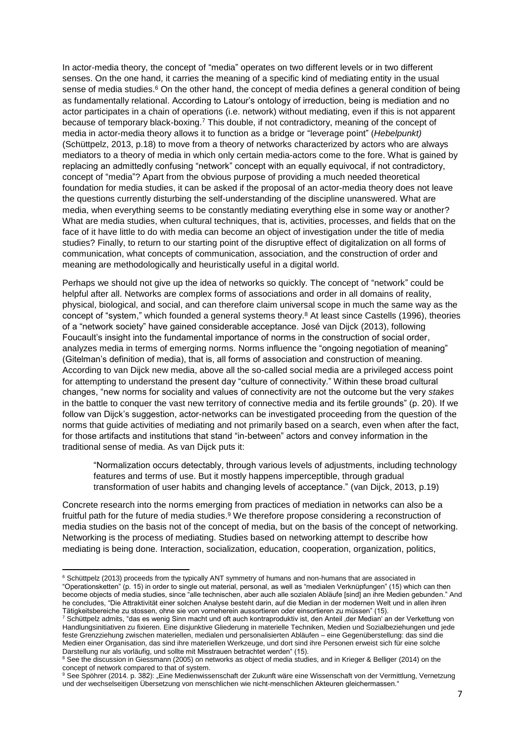In actor-media theory, the concept of "media" operates on two different levels or in two different senses. On the one hand, it carries the meaning of a specific kind of mediating entity in the usual sense of media studies.[6] On the other hand, the concept of media defines a general condition of being as fundamentally relational. According to Latour's ontology of irreduction, being is mediation and no actor participates in a chain of operations (i.e. network) without mediating, even if this is not apparent because of temporary black-boxing.[7] This double, if not contradictory, meaning of the concept of media in actor-media theory allows it to function as a bridge or "leverage point" (*Hebelpunkt)* (Schüttpelz, 2013, p.18) to move from a theory of networks characterized by actors who are always mediators to a theory of media in which only certain media-actors come to the fore. What is gained by replacing an admittedly confusing "network" concept with an equally equivocal, if not contradictory, concept of "media"? Apart from the obvious purpose of providing a much needed theoretical foundation for media studies, it can be asked if the proposal of an actor-media theory does not leave the questions currently disturbing the self-understanding of the discipline unanswered. What are media, when everything seems to be constantly mediating everything else in some way or another? What are media studies, when cultural techniques, that is, activities, processes, and fields that on the face of it have little to do with media can become an object of investigation under the title of media studies? Finally, to return to our starting point of the disruptive effect of digitalization on all forms of communication, what concepts of communication, association, and the construction of order and meaning are methodologically and heuristically useful in a digital world.

Perhaps we should not give up the idea of networks so quickly. The concept of "network" could be helpful after all. Networks are complex forms of associations and order in all domains of reality, physical, biological, and social, and can therefore claim universal scope in much the same way as the concept of "system," which founded a general systems theory.[8] At least since Castells (1996), theories of a "network society" have gained considerable acceptance. José van Dijck (2013), following Foucault's insight into the fundamental importance of norms in the construction of social order, analyzes media in terms of emerging norms. Norms influence the "ongoing negotiation of meaning" (Gitelman's definition of media), that is, all forms of association and construction of meaning. According to van Dijck new media, above all the so-called social media are a privileged access point for attempting to understand the present day "culture of connectivity." Within these broad cultural changes, "new norms for sociality and values of connectivity are not the outcome but the very *stakes* in the battle to conquer the vast new territory of connective media and its fertile grounds" (p. 20). If we follow van Dijck's suggestion, actor-networks can be investigated proceeding from the question of the norms that guide activities of mediating and not primarily based on a search, even when after the fact, for those artifacts and institutions that stand "in-between" actors and convey information in the traditional sense of media. As van Dijck puts it:

> "Normalization occurs detectably, through various levels of adjustments, including technology features and terms of use. But it mostly happens imperceptible, through gradual transformation of user habits and changing levels of acceptance." (van Dijck, 2013, p.19)

Concrete research into the norms emerging from practices of mediation in networks can also be a fruitful path for the future of media studies.[9] We therefore propose considering a reconstruction of media studies on the basis not of the concept of media, but on the basis of the concept of networking. Networking is the process of mediating. Studies based on networking attempt to describe how mediating is being done. Interaction, socialization, education, cooperation, organization, politics,

---

[6] Schüttpelz (2013) proceeds from the typically ANT symmetry of humans and non-humans that are associated in "Operationsketten" (p. 15) in order to single out material, personal, as well as "medialen Verknüpfungen" (15) which can then become objects of media studies, since "alle technischen, aber auch alle sozialen Abläufe [sind] an ihre Medien gebunden." And he concludes, "Die Attraktivität einer solchen Analyse besteht darin, auf die Median in der modernen Welt und in allen ihren Tätigkeitsbereiche zu stossen, ohne sie von vorneherein aussortieren oder einsortieren zu müssen" (15).

[7] Schüttpelz admits, "das es wenig Sinn macht und oft auch kontraproduktiv ist, den Anteil ,der Median' an der Verkettung von Handlungsinitiativen zu fixieren. Eine disjunktive Gliederung in materielle Techniken, Medien und Sozialbeziehungen und jede feste Grenzziehung zwischen materiellen, medialen und personalisierten Abläufen – eine Gegenüberstellung: das sind die Medien einer Organisation, das sind ihre materiellen Werkzeuge, und dort sind ihre Personen erweist sich für eine solche Darstellung nur als vorläufig, und sollte mit Misstrauen betrachtet werden" (15).

[8] See the discussion in Giessmann (2005) on networks as object of media studies, and in Krieger & Belliger (2014) on the concept of network compared to that of system.

[9] See Spöhrer (2014. p. 382): „Eine Medienwissenschaft der Zukunft wäre eine Wissenschaft von der Vermittlung, Vernetzung und der wechselseitigen Übersetzung von menschlichen wie nicht-menschlichen Akteuren gleichermassen."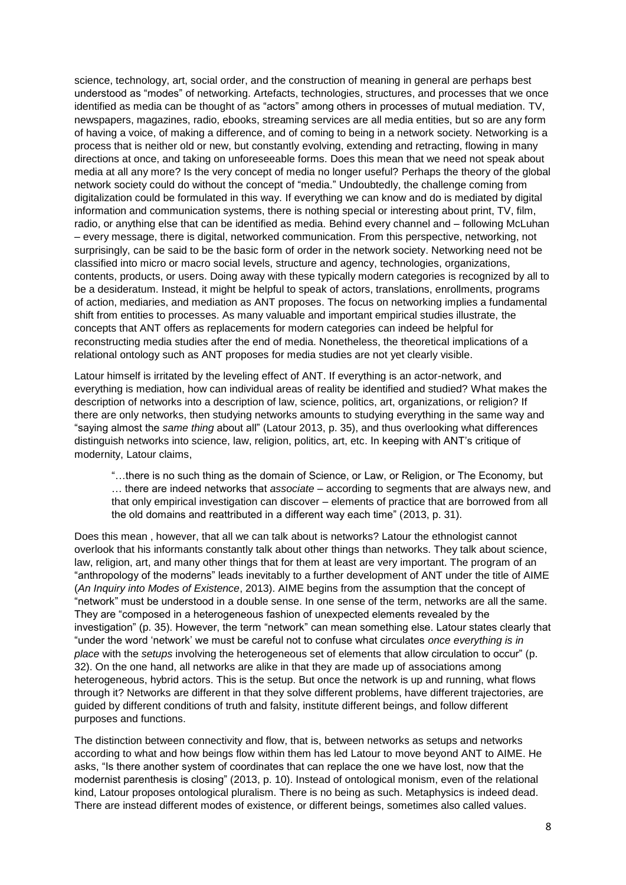science, technology, art, social order, and the construction of meaning in general are perhaps best understood as "modes" of networking. Artefacts, technologies, structures, and processes that we once identified as media can be thought of as "actors" among others in processes of mutual mediation. TV, newspapers, magazines, radio, ebooks, streaming services are all media entities, but so are any form of having a voice, of making a difference, and of coming to being in a network society. Networking is a process that is neither old or new, but constantly evolving, extending and retracting, flowing in many directions at once, and taking on unforeseeable forms. Does this mean that we need not speak about media at all any more? Is the very concept of media no longer useful? Perhaps the theory of the global network society could do without the concept of "media." Undoubtedly, the challenge coming from digitalization could be formulated in this way. If everything we can know and do is mediated by digital information and communication systems, there is nothing special or interesting about print, TV, film, radio, or anything else that can be identified as media. Behind every channel and – following McLuhan – every message, there is digital, networked communication. From this perspective, networking, not surprisingly, can be said to be the basic form of order in the network society. Networking need not be classified into micro or macro social levels, structure and agency, technologies, organizations, contents, products, or users. Doing away with these typically modern categories is recognized by all to be a desideratum. Instead, it might be helpful to speak of actors, translations, enrollments, programs of action, mediaries, and mediation as ANT proposes. The focus on networking implies a fundamental shift from entities to processes. As many valuable and important empirical studies illustrate, the concepts that ANT offers as replacements for modern categories can indeed be helpful for reconstructing media studies after the end of media. Nonetheless, the theoretical implications of a relational ontology such as ANT proposes for media studies are not yet clearly visible.

Latour himself is irritated by the leveling effect of ANT. If everything is an actor-network, and everything is mediation, how can individual areas of reality be identified and studied? What makes the description of networks into a description of law, science, politics, art, organizations, or religion? If there are only networks, then studying networks amounts to studying everything in the same way and "saying almost the *same thing* about all" (Latour 2013, p. 35), and thus overlooking what differences distinguish networks into science, law, religion, politics, art, etc. In keeping with ANT's critique of modernity, Latour claims,

> "…there is no such thing as the domain of Science, or Law, or Religion, or The Economy, but … there are indeed networks that *associate* – according to segments that are always new, and that only empirical investigation can discover – elements of practice that are borrowed from all the old domains and reattributed in a different way each time" (2013, p. 31).

Does this mean , however, that all we can talk about is networks? Latour the ethnologist cannot overlook that his informants constantly talk about other things than networks. They talk about science, law, religion, art, and many other things that for them at least are very important. The program of an "anthropology of the moderns" leads inevitably to a further development of ANT under the title of AIME (*An Inquiry into Modes of Existence*, 2013). AIME begins from the assumption that the concept of "network" must be understood in a double sense. In one sense of the term, networks are all the same. They are "composed in a heterogeneous fashion of unexpected elements revealed by the investigation" (p. 35). However, the term "network" can mean something else. Latour states clearly that "under the word 'network' we must be careful not to confuse what circulates *once everything is in place* with the *setups* involving the heterogeneous set of elements that allow circulation to occur" (p. 32). On the one hand, all networks are alike in that they are made up of associations among heterogeneous, hybrid actors. This is the setup. But once the network is up and running, what flows through it? Networks are different in that they solve different problems, have different trajectories, are guided by different conditions of truth and falsity, institute different beings, and follow different purposes and functions.

The distinction between connectivity and flow, that is, between networks as setups and networks according to what and how beings flow within them has led Latour to move beyond ANT to AIME. He asks, "Is there another system of coordinates that can replace the one we have lost, now that the modernist parenthesis is closing" (2013, p. 10). Instead of ontological monism, even of the relational kind, Latour proposes ontological pluralism. There is no being as such. Metaphysics is indeed dead. There are instead different modes of existence, or different beings, sometimes also called values.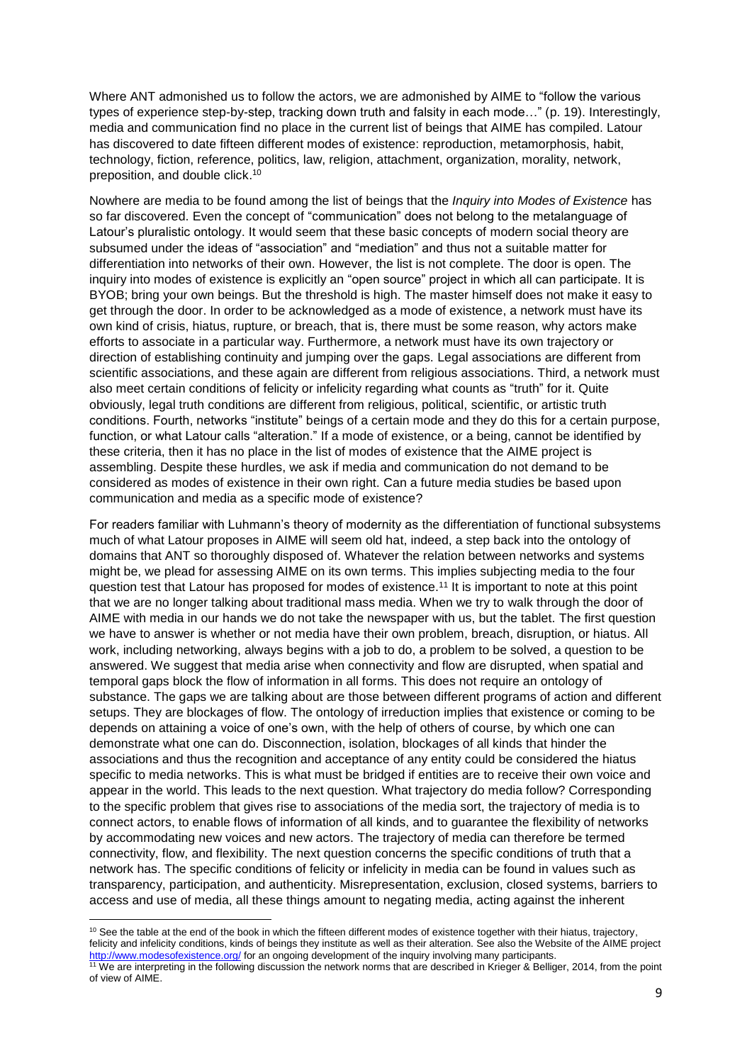Where ANT admonished us to follow the actors, we are admonished by AIME to "follow the various types of experience step-by-step, tracking down truth and falsity in each mode…" (p. 19). Interestingly, media and communication find no place in the current list of beings that AIME has compiled. Latour has discovered to date fifteen different modes of existence: reproduction, metamorphosis, habit, technology, fiction, reference, politics, law, religion, attachment, organization, morality, network, preposition, and double click.[10]

Nowhere are media to be found among the list of beings that the *Inquiry into Modes of Existence* has so far discovered. Even the concept of "communication" does not belong to the metalanguage of Latour's pluralistic ontology. It would seem that these basic concepts of modern social theory are subsumed under the ideas of "association" and "mediation" and thus not a suitable matter for differentiation into networks of their own. However, the list is not complete. The door is open. The inquiry into modes of existence is explicitly an "open source" project in which all can participate. It is BYOB; bring your own beings. But the threshold is high. The master himself does not make it easy to get through the door. In order to be acknowledged as a mode of existence, a network must have its own kind of crisis, hiatus, rupture, or breach, that is, there must be some reason, why actors make efforts to associate in a particular way. Furthermore, a network must have its own trajectory or direction of establishing continuity and jumping over the gaps. Legal associations are different from scientific associations, and these again are different from religious associations. Third, a network must also meet certain conditions of felicity or infelicity regarding what counts as "truth" for it. Quite obviously, legal truth conditions are different from religious, political, scientific, or artistic truth conditions. Fourth, networks "institute" beings of a certain mode and they do this for a certain purpose, function, or what Latour calls "alteration." If a mode of existence, or a being, cannot be identified by these criteria, then it has no place in the list of modes of existence that the AIME project is assembling. Despite these hurdles, we ask if media and communication do not demand to be considered as modes of existence in their own right. Can a future media studies be based upon communication and media as a specific mode of existence?

For readers familiar with Luhmann's theory of modernity as the differentiation of functional subsystems much of what Latour proposes in AIME will seem old hat, indeed, a step back into the ontology of domains that ANT so thoroughly disposed of. Whatever the relation between networks and systems might be, we plead for assessing AIME on its own terms. This implies subjecting media to the four question test that Latour has proposed for modes of existence.[11] It is important to note at this point that we are no longer talking about traditional mass media. When we try to walk through the door of AIME with media in our hands we do not take the newspaper with us, but the tablet. The first question we have to answer is whether or not media have their own problem, breach, disruption, or hiatus. All work, including networking, always begins with a job to do, a problem to be solved, a question to be answered. We suggest that media arise when connectivity and flow are disrupted, when spatial and temporal gaps block the flow of information in all forms. This does not require an ontology of substance. The gaps we are talking about are those between different programs of action and different setups. They are blockages of flow. The ontology of irreduction implies that existence or coming to be depends on attaining a voice of one's own, with the help of others of course, by which one can demonstrate what one can do. Disconnection, isolation, blockages of all kinds that hinder the associations and thus the recognition and acceptance of any entity could be considered the hiatus specific to media networks. This is what must be bridged if entities are to receive their own voice and appear in the world. This leads to the next question. What trajectory do media follow? Corresponding to the specific problem that gives rise to associations of the media sort, the trajectory of media is to connect actors, to enable flows of information of all kinds, and to guarantee the flexibility of networks by accommodating new voices and new actors. The trajectory of media can therefore be termed connectivity, flow, and flexibility. The next question concerns the specific conditions of truth that a network has. The specific conditions of felicity or infelicity in media can be found in values such as transparency, participation, and authenticity. Misrepresentation, exclusion, closed systems, barriers to access and use of media, all these things amount to negating media, acting against the inherent

[10] See the table at the end of the book in which the fifteen different modes of existence together with their hiatus, trajectory, felicity and infelicity conditions, kinds of beings they institute as well as their alteration. See also the Website of the AIME project http://www.modesofexistence.org/ for an ongoing development of the inquiry involving many participants.

[11] We are interpreting in the following discussion the network norms that are described in Krieger & Belliger, 2014, from the point of view of AIME.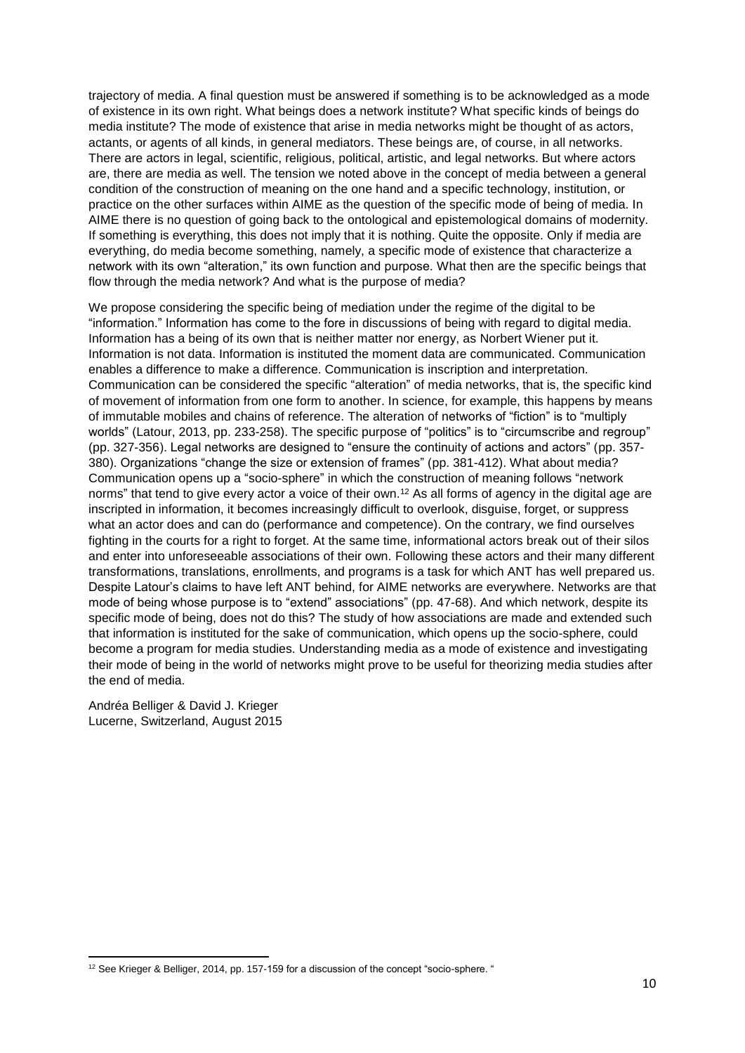trajectory of media. A final question must be answered if something is to be acknowledged as a mode of existence in its own right. What beings does a network institute? What specific kinds of beings do media institute? The mode of existence that arise in media networks might be thought of as actors, actants, or agents of all kinds, in general mediators. These beings are, of course, in all networks. There are actors in legal, scientific, religious, political, artistic, and legal networks. But where actors are, there are media as well. The tension we noted above in the concept of media between a general condition of the construction of meaning on the one hand and a specific technology, institution, or practice on the other surfaces within AIME as the question of the specific mode of being of media. In AIME there is no question of going back to the ontological and epistemological domains of modernity. If something is everything, this does not imply that it is nothing. Quite the opposite. Only if media are everything, do media become something, namely, a specific mode of existence that characterize a network with its own "alteration," its own function and purpose. What then are the specific beings that flow through the media network? And what is the purpose of media?

We propose considering the specific being of mediation under the regime of the digital to be "information." Information has come to the fore in discussions of being with regard to digital media. Information has a being of its own that is neither matter nor energy, as Norbert Wiener put it. Information is not data. Information is instituted the moment data are communicated. Communication enables a difference to make a difference. Communication is inscription and interpretation. Communication can be considered the specific "alteration" of media networks, that is, the specific kind of movement of information from one form to another. In science, for example, this happens by means of immutable mobiles and chains of reference. The alteration of networks of "fiction" is to "multiply worlds" (Latour, 2013, pp. 233-258). The specific purpose of "politics" is to "circumscribe and regroup" (pp. 327-356). Legal networks are designed to "ensure the continuity of actions and actors" (pp. 357-380). Organizations "change the size or extension of frames" (pp. 381-412). What about media? Communication opens up a "socio-sphere" in which the construction of meaning follows "network norms" that tend to give every actor a voice of their own.[12] As all forms of agency in the digital age are inscripted in information, it becomes increasingly difficult to overlook, disguise, forget, or suppress what an actor does and can do (performance and competence). On the contrary, we find ourselves fighting in the courts for a right to forget. At the same time, informational actors break out of their silos and enter into unforeseeable associations of their own. Following these actors and their many different transformations, translations, enrollments, and programs is a task for which ANT has well prepared us. Despite Latour's claims to have left ANT behind, for AIME networks are everywhere. Networks are that mode of being whose purpose is to "extend" associations" (pp. 47-68). And which network, despite its specific mode of being, does not do this? The study of how associations are made and extended such that information is instituted for the sake of communication, which opens up the socio-sphere, could become a program for media studies. Understanding media as a mode of existence and investigating their mode of being in the world of networks might prove to be useful for theorizing media studies after the end of media.

Andréa Belliger & David J. Krieger
Lucerne, Switzerland, August 2015

[12] See Krieger & Belliger, 2014, pp. 157-159 for a discussion of the concept "socio-sphere. "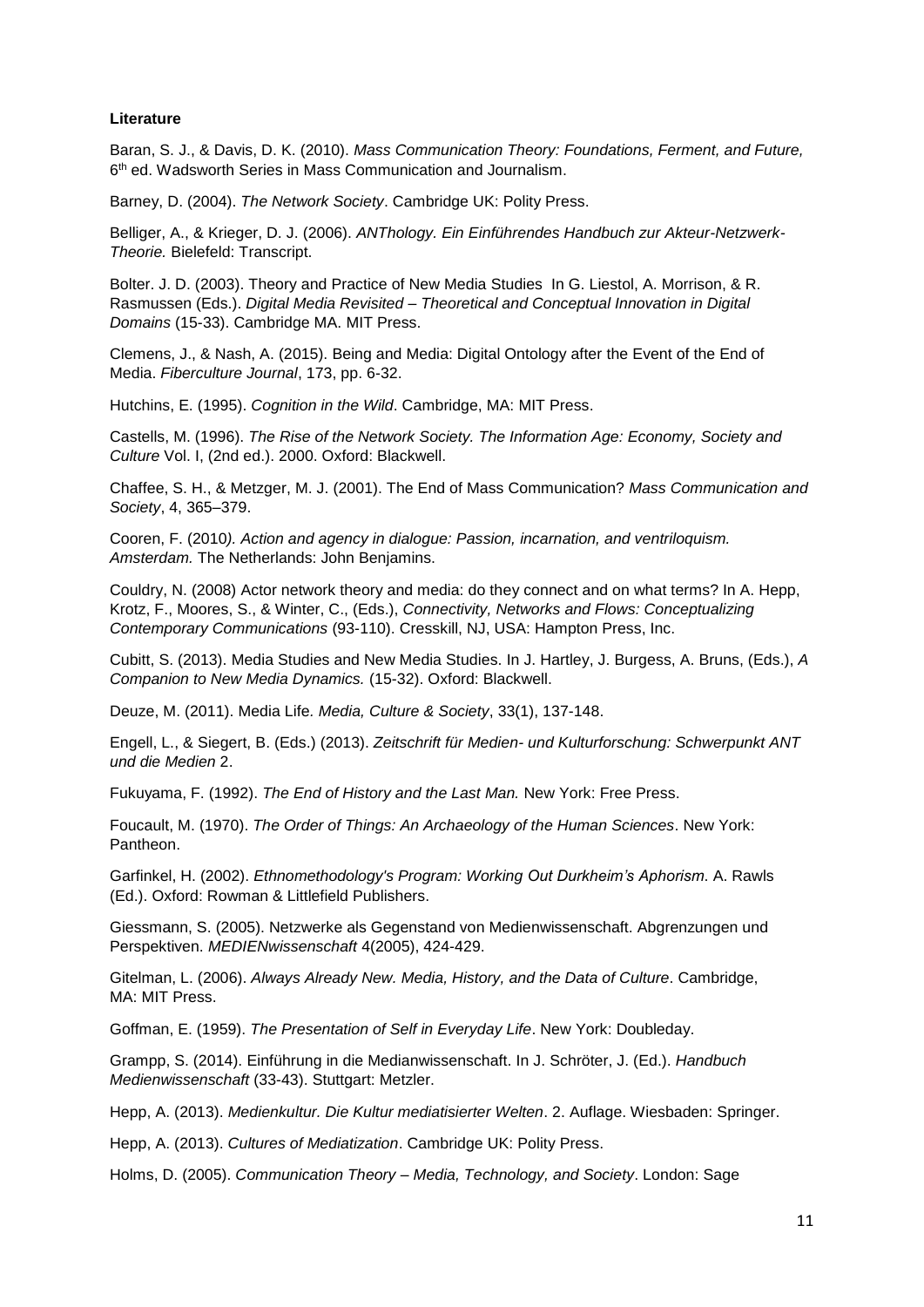**Literature**

Baran, S. J., & Davis, D. K. (2010). *Mass Communication Theory: Foundations, Ferment, and Future,* 6th ed. Wadsworth Series in Mass Communication and Journalism.

Barney, D. (2004). *The Network Society*. Cambridge UK: Polity Press.

Belliger, A., & Krieger, D. J. (2006). *ANThology. Ein Einführendes Handbuch zur Akteur-Netzwerk-Theorie.* Bielefeld: Transcript.

Bolter. J. D. (2003). Theory and Practice of New Media Studies In G. Liestol, A. Morrison, & R. Rasmussen (Eds.). *Digital Media Revisited – Theoretical and Conceptual Innovation in Digital Domains* (15-33). Cambridge MA. MIT Press.

Clemens, J., & Nash, A. (2015). Being and Media: Digital Ontology after the Event of the End of Media. *Fiberculture Journal*, 173, pp. 6-32.

Hutchins, E. (1995). *Cognition in the Wild*. Cambridge, MA: MIT Press.

Castells, M. (1996). *The Rise of the Network Society. The Information Age: Economy, Society and Culture* Vol. I, (2nd ed.). 2000. Oxford: Blackwell.

Chaffee, S. H., & Metzger, M. J. (2001). The End of Mass Communication? *Mass Communication and Society*, 4, 365–379.

Cooren, F. (2010*). Action and agency in dialogue: Passion, incarnation, and ventriloquism. Amsterdam.* The Netherlands: John Benjamins.

Couldry, N. (2008) Actor network theory and media: do they connect and on what terms? In A. Hepp, Krotz, F., Moores, S., & Winter, C., (Eds.), *Connectivity, Networks and Flows: Conceptualizing Contemporary Communications* (93-110). Cresskill, NJ, USA: Hampton Press, Inc.

Cubitt, S. (2013). Media Studies and New Media Studies. In J. Hartley, J. Burgess, A. Bruns, (Eds.), *A Companion to New Media Dynamics.* (15-32). Oxford: Blackwell.

Deuze, M. (2011). Media Life. *Media, Culture & Society*, 33(1), 137-148.

Engell, L., & Siegert, B. (Eds.) (2013). *Zeitschrift für Medien- und Kulturforschung: Schwerpunkt ANT und die Medien* 2.

Fukuyama, F. (1992). *The End of History and the Last Man.* New York: Free Press.

Foucault, M. (1970). *The Order of Things: An Archaeology of the Human Sciences*. New York: Pantheon.

Garfinkel, H. (2002). *Ethnomethodology's Program: Working Out Durkheim's Aphorism*. A. Rawls (Ed.). Oxford: Rowman & Littlefield Publishers.

Giessmann, S. (2005). Netzwerke als Gegenstand von Medienwissenschaft. Abgrenzungen und Perspektiven. *MEDIENwissenschaft* 4(2005), 424-429.

Gitelman, L. (2006). *Always Already New. Media, History, and the Data of Culture*. Cambridge, MA: MIT Press.

Goffman, E. (1959). *The Presentation of Self in Everyday Life*. New York: Doubleday.

Grampp, S. (2014). Einführung in die Medianwissenschaft. In J. Schröter, J. (Ed.). *Handbuch Medienwissenschaft* (33-43). Stuttgart: Metzler.

Hepp, A. (2013). *Medienkultur. Die Kultur mediatisierter Welten*. 2. Auflage. Wiesbaden: Springer.

Hepp, A. (2013). *Cultures of Mediatization*. Cambridge UK: Polity Press.

Holms, D. (2005). *Communication Theory – Media, Technology, and Society*. London: Sage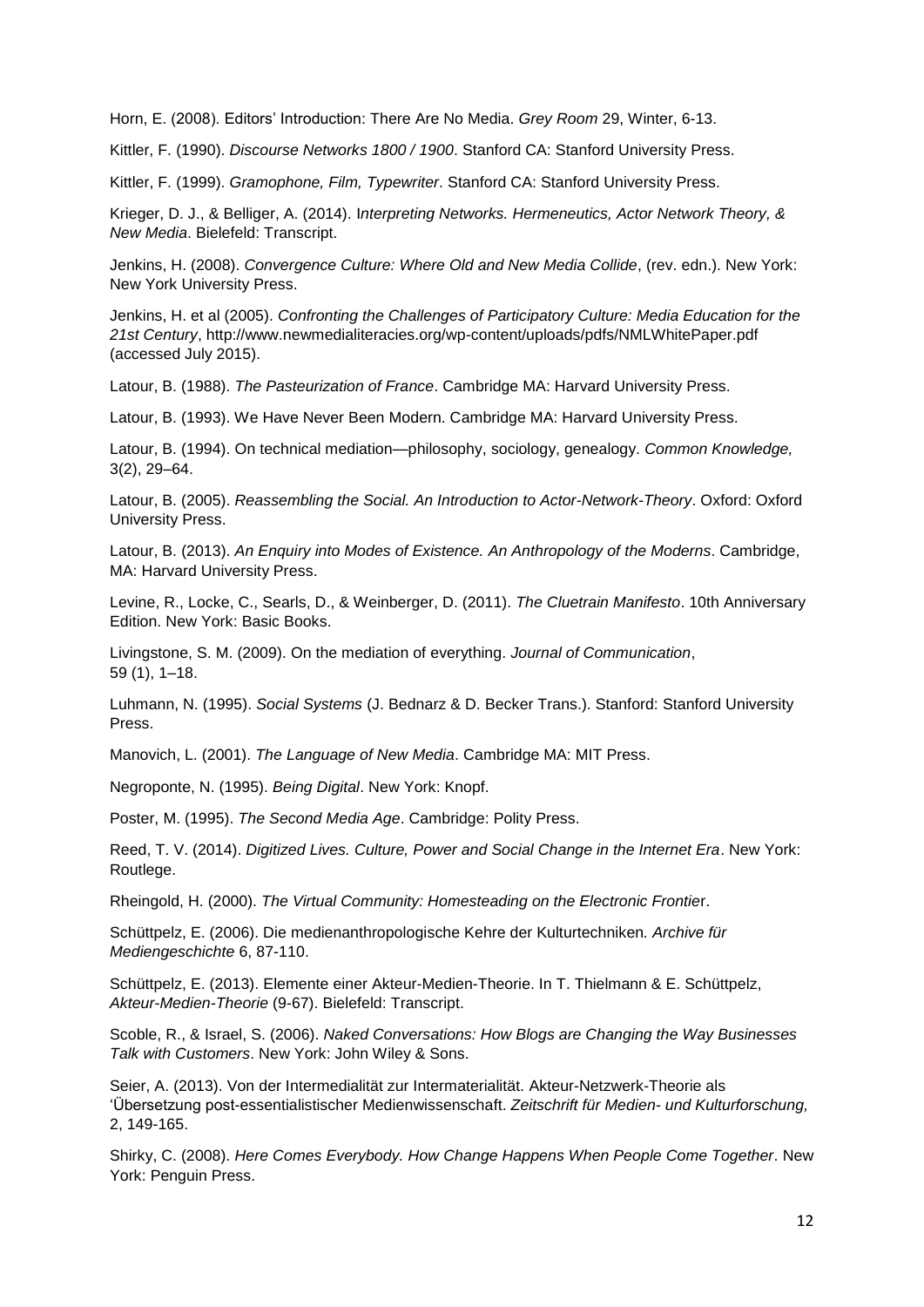Horn, E. (2008). Editors' Introduction: There Are No Media. *Grey Room* 29, Winter, 6-13.

Kittler, F. (1990). *Discourse Networks 1800 / 1900*. Stanford CA: Stanford University Press.

Kittler, F. (1999). *Gramophone, Film, Typewriter*. Stanford CA: Stanford University Press.

Krieger, D. J., & Belliger, A. (2014). I*nterpreting Networks. Hermeneutics, Actor Network Theory, & New Media*. Bielefeld: Transcript.

Jenkins, H. (2008). *Convergence Culture: Where Old and New Media Collide*, (rev. edn.). New York: New York University Press.

Jenkins, H. et al (2005). *Confronting the Challenges of Participatory Culture: Media Education for the 21st Century*, http://www.newmedialiteracies.org/wp-content/uploads/pdfs/NMLWhitePaper.pdf (accessed July 2015).

Latour, B. (1988). *The Pasteurization of France*. Cambridge MA: Harvard University Press.

Latour, B. (1993). We Have Never Been Modern. Cambridge MA: Harvard University Press.

Latour, B. (1994). On technical mediation—philosophy, sociology, genealogy. *Common Knowledge,* 3(2), 29–64.

Latour, B. (2005). *Reassembling the Social. An Introduction to Actor-Network-Theory*. Oxford: Oxford University Press.

Latour, B. (2013). *An Enquiry into Modes of Existence. An Anthropology of the Moderns*. Cambridge, MA: Harvard University Press.

Levine, R., Locke, C., Searls, D., & Weinberger, D. (2011). *The Cluetrain Manifesto*. 10th Anniversary Edition. New York: Basic Books.

Livingstone, S. M. (2009). On the mediation of everything. *Journal of Communication*, 59 (1), 1–18.

Luhmann, N. (1995). *Social Systems* (J. Bednarz & D. Becker Trans.). Stanford: Stanford University Press.

Manovich, L. (2001). *The Language of New Media*. Cambridge MA: MIT Press.

Negroponte, N. (1995). *Being Digital*. New York: Knopf.

Poster, M. (1995). *The Second Media Age*. Cambridge: Polity Press.

Reed, T. V. (2014). *Digitized Lives. Culture, Power and Social Change in the Internet Era*. New York: Routlege.

Rheingold, H. (2000). *The Virtual Community: Homesteading on the Electronic Frontie*r.

Schüttpelz, E. (2006). Die medienanthropologische Kehre der Kulturtechniken*. Archive für Mediengeschichte* 6, 87-110.

Schüttpelz, E. (2013). Elemente einer Akteur-Medien-Theorie. In T. Thielmann & E. Schüttpelz, *Akteur-Medien-Theorie* (9-67). Bielefeld: Transcript.

Scoble, R., & Israel, S. (2006). *Naked Conversations: How Blogs are Changing the Way Businesses Talk with Customers*. New York: John Wiley & Sons.

Seier, A. (2013). Von der Intermedialität zur Intermaterialität. Akteur-Netzwerk-Theorie als 'Übersetzung post-essentialistischer Medienwissenschaft. *Zeitschrift für Medien- und Kulturforschung,* 2, 149-165.

Shirky, C. (2008). *Here Comes Everybody. How Change Happens When People Come Together*. New York: Penguin Press.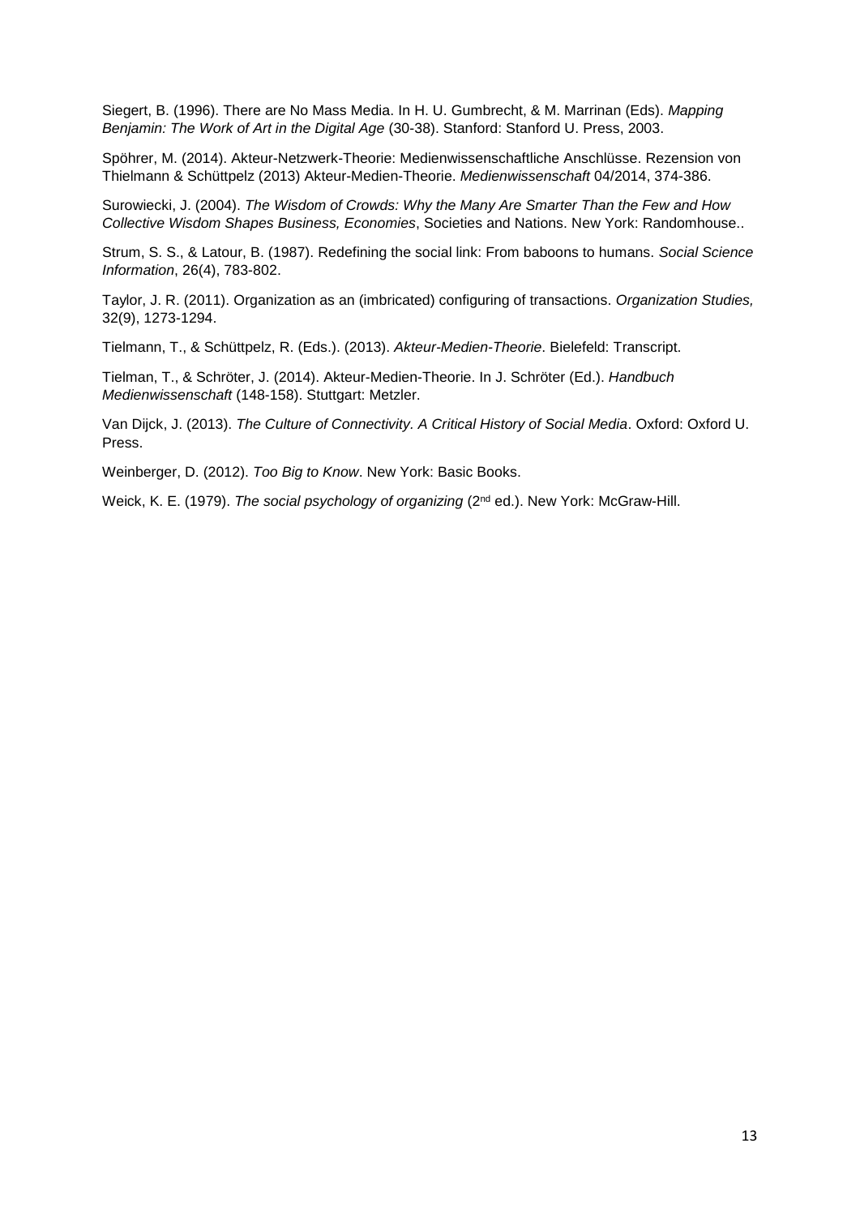Siegert, B. (1996). There are No Mass Media. In H. U. Gumbrecht, & M. Marrinan (Eds). *Mapping Benjamin: The Work of Art in the Digital Age* (30-38). Stanford: Stanford U. Press, 2003.

Spöhrer, M. (2014). Akteur-Netzwerk-Theorie: Medienwissenschaftliche Anschlüsse. Rezension von Thielmann & Schüttpelz (2013) Akteur-Medien-Theorie. *Medienwissenschaft* 04/2014, 374-386.

Surowiecki, J. (2004). *The Wisdom of Crowds: Why the Many Are Smarter Than the Few and How Collective Wisdom Shapes Business, Economies*, Societies and Nations. New York: Randomhouse..

Strum, S. S., & Latour, B. (1987). Redefining the social link: From baboons to humans. *Social Science Information*, 26(4), 783-802.

Taylor, J. R. (2011). Organization as an (imbricated) configuring of transactions. *Organization Studies,* 32(9), 1273-1294.

Tielmann, T., & Schüttpelz, R. (Eds.). (2013). *Akteur-Medien-Theorie*. Bielefeld: Transcript.

Tielman, T., & Schröter, J. (2014). Akteur-Medien-Theorie. In J. Schröter (Ed.). *Handbuch Medienwissenschaft* (148-158). Stuttgart: Metzler.

Van Dijck, J. (2013). *The Culture of Connectivity. A Critical History of Social Media*. Oxford: Oxford U. Press.

Weinberger, D. (2012). *Too Big to Know*. New York: Basic Books.

Weick, K. E. (1979). *The social psychology of organizing* (2nd ed.). New York: McGraw-Hill.